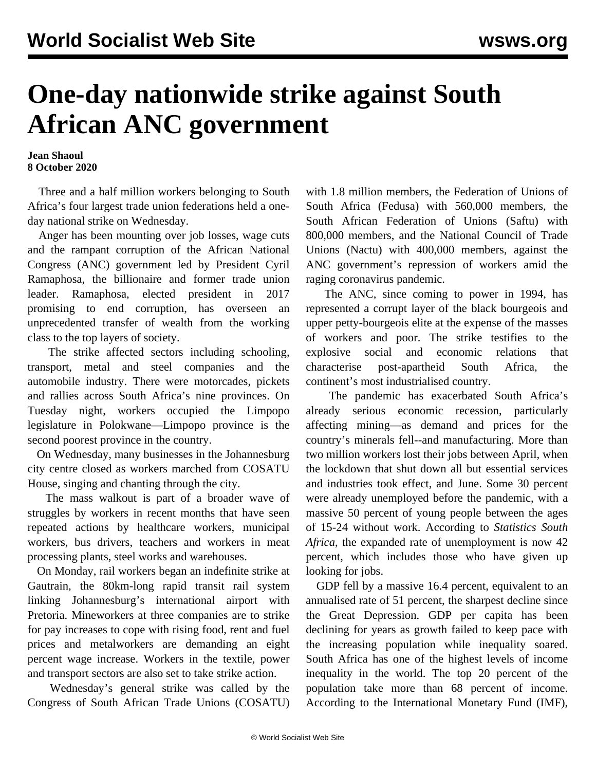# One-day nationwide strike against South African ANC government

**Jean Shaoul**
**8 October 2020**

Three and a half million workers belonging to South Africa's four largest trade union federations held a one-day national strike on Wednesday.

Anger has been mounting over job losses, wage cuts and the rampant corruption of the African National Congress (ANC) government led by President Cyril Ramaphosa, the billionaire and former trade union leader. Ramaphosa, elected president in 2017 promising to end corruption, has overseen an unprecedented transfer of wealth from the working class to the top layers of society.

The strike affected sectors including schooling, transport, metal and steel companies and the automobile industry. There were motorcades, pickets and rallies across South Africa's nine provinces. On Tuesday night, workers occupied the Limpopo legislature in Polokwane—Limpopo province is the second poorest province in the country.

On Wednesday, many businesses in the Johannesburg city centre closed as workers marched from COSATU House, singing and chanting through the city.

The mass walkout is part of a broader wave of struggles by workers in recent months that have seen repeated actions by healthcare workers, municipal workers, bus drivers, teachers and workers in meat processing plants, steel works and warehouses.

On Monday, rail workers began an indefinite strike at Gautrain, the 80km-long rapid transit rail system linking Johannesburg's international airport with Pretoria. Mineworkers at three companies are to strike for pay increases to cope with rising food, rent and fuel prices and metalworkers are demanding an eight percent wage increase. Workers in the textile, power and transport sectors are also set to take strike action.

Wednesday's general strike was called by the Congress of South African Trade Unions (COSATU) with 1.8 million members, the Federation of Unions of South Africa (Fedusa) with 560,000 members, the South African Federation of Unions (Saftu) with 800,000 members, and the National Council of Trade Unions (Nactu) with 400,000 members, against the ANC government's repression of workers amid the raging coronavirus pandemic.

The ANC, since coming to power in 1994, has represented a corrupt layer of the black bourgeois and upper petty-bourgeois elite at the expense of the masses of workers and poor. The strike testifies to the explosive social and economic relations that characterise post-apartheid South Africa, the continent's most industrialised country.

The pandemic has exacerbated South Africa's already serious economic recession, particularly affecting mining—as demand and prices for the country's minerals fell--and manufacturing. More than two million workers lost their jobs between April, when the lockdown that shut down all but essential services and industries took effect, and June. Some 30 percent were already unemployed before the pandemic, with a massive 50 percent of young people between the ages of 15-24 without work. According to *Statistics South Africa*, the expanded rate of unemployment is now 42 percent, which includes those who have given up looking for jobs.

GDP fell by a massive 16.4 percent, equivalent to an annualised rate of 51 percent, the sharpest decline since the Great Depression. GDP per capita has been declining for years as growth failed to keep pace with the increasing population while inequality soared. South Africa has one of the highest levels of income inequality in the world. The top 20 percent of the population take more than 68 percent of income. According to the International Monetary Fund (IMF),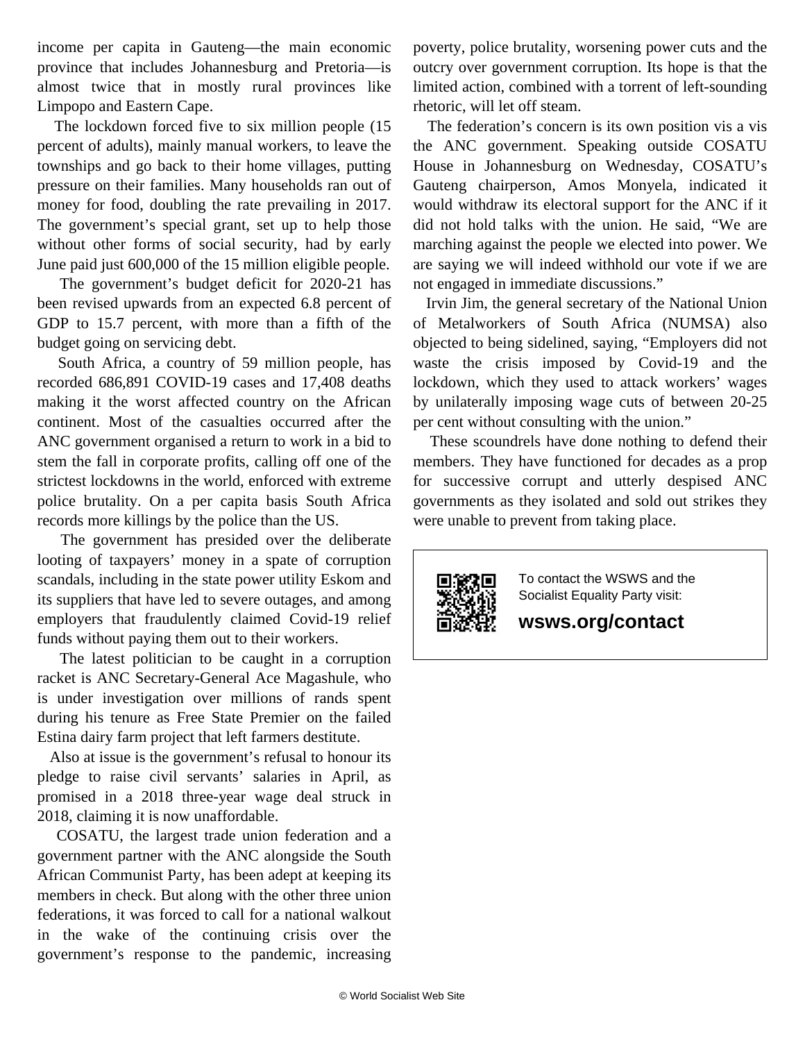income per capita in Gauteng—the main economic province that includes Johannesburg and Pretoria—is almost twice that in mostly rural provinces like Limpopo and Eastern Cape.

The lockdown forced five to six million people (15 percent of adults), mainly manual workers, to leave the townships and go back to their home villages, putting pressure on their families. Many households ran out of money for food, doubling the rate prevailing in 2017. The government's special grant, set up to help those without other forms of social security, had by early June paid just 600,000 of the 15 million eligible people.

The government's budget deficit for 2020-21 has been revised upwards from an expected 6.8 percent of GDP to 15.7 percent, with more than a fifth of the budget going on servicing debt.

South Africa, a country of 59 million people, has recorded 686,891 COVID-19 cases and 17,408 deaths making it the worst affected country on the African continent. Most of the casualties occurred after the ANC government organised a return to work in a bid to stem the fall in corporate profits, calling off one of the strictest lockdowns in the world, enforced with extreme police brutality. On a per capita basis South Africa records more killings by the police than the US.

The government has presided over the deliberate looting of taxpayers' money in a spate of corruption scandals, including in the state power utility Eskom and its suppliers that have led to severe outages, and among employers that fraudulently claimed Covid-19 relief funds without paying them out to their workers.

The latest politician to be caught in a corruption racket is ANC Secretary-General Ace Magashule, who is under investigation over millions of rands spent during his tenure as Free State Premier on the failed Estina dairy farm project that left farmers destitute.

Also at issue is the government's refusal to honour its pledge to raise civil servants' salaries in April, as promised in a 2018 three-year wage deal struck in 2018, claiming it is now unaffordable.

COSATU, the largest trade union federation and a government partner with the ANC alongside the South African Communist Party, has been adept at keeping its members in check. But along with the other three union federations, it was forced to call for a national walkout in the wake of the continuing crisis over the government's response to the pandemic, increasing poverty, police brutality, worsening power cuts and the outcry over government corruption. Its hope is that the limited action, combined with a torrent of left-sounding rhetoric, will let off steam.

The federation's concern is its own position vis a vis the ANC government. Speaking outside COSATU House in Johannesburg on Wednesday, COSATU's Gauteng chairperson, Amos Monyela, indicated it would withdraw its electoral support for the ANC if it did not hold talks with the union. He said, "We are marching against the people we elected into power. We are saying we will indeed withhold our vote if we are not engaged in immediate discussions."

Irvin Jim, the general secretary of the National Union of Metalworkers of South Africa (NUMSA) also objected to being sidelined, saying, "Employers did not waste the crisis imposed by Covid-19 and the lockdown, which they used to attack workers' wages by unilaterally imposing wage cuts of between 20-25 per cent without consulting with the union."

These scoundrels have done nothing to defend their members. They have functioned for decades as a prop for successive corrupt and utterly despised ANC governments as they isolated and sold out strikes they were unable to prevent from taking place.

To contact the WSWS and the Socialist Equality Party visit:

**wsws.org/contact**